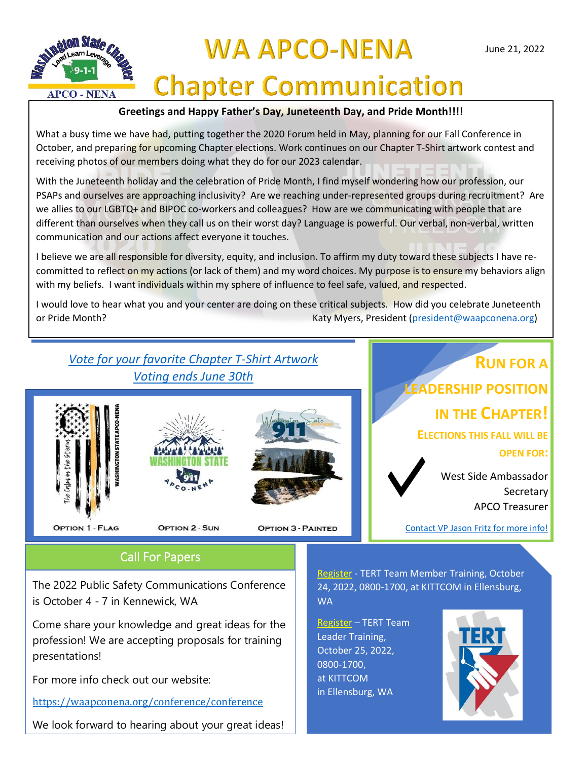# WA APCO-NENA Chapter Communication

June 21, 2022

**Greetings and Happy Father's Day, Juneteenth Day, and Pride Month!!!!**

What a busy time we have had, putting together the 2020 Forum held in May, planning for our Fall Conference in October, and preparing for upcoming Chapter elections. Work continues on our Chapter T-Shirt artwork contest and receiving photos of our members doing what they do for our 2023 calendar.

With the Juneteenth holiday and the celebration of Pride Month, I find myself wondering how our profession, our PSAPs and ourselves are approaching inclusivity? Are we reaching under-represented groups during recruitment? Are we allies to our LGBTQ+ and BIPOC co-workers and colleagues? How are we communicating with people that are different than ourselves when they call us on their worst day? Language is powerful. Our verbal, non-verbal, written communication and our actions affect everyone it touches.

I believe we are all responsible for diversity, equity, and inclusion. To affirm my duty toward these subjects I have re-committed to reflect on my actions (or lack of them) and my word choices. My purpose is to ensure my behaviors align with my beliefs. I want individuals within my sphere of influence to feel safe, valued, and respected.

I would love to hear what you and your center are doing on these critical subjects. How did you celebrate Juneteenth or Pride Month?

Katy Myers, President (president@waapconena.org)

*Vote for your favorite Chapter T-Shirt Artwork*
*Voting ends June 30th*

Option 1 - Flag | Option 2 - Sun | Option 3 - Painted

## Run for a Leadership Position in the Chapter!

**Elections this fall will be open for:**

- West Side Ambassador
- Secretary
- APCO Treasurer

Contact VP Jason Fritz for more info!

## Call For Papers

The 2022 Public Safety Communications Conference is October 4 - 7 in Kennewick, WA

Come share your knowledge and great ideas for the profession! We are accepting proposals for training presentations!

For more info check out our website:

https://waapconena.org/conference/conference

We look forward to hearing about your great ideas!

Register - TERT Team Member Training, October 24, 2022, 0800-1700, at KITTCOM in Ellensburg, WA

Register – TERT Team Leader Training, October 25, 2022, 0800-1700, at KITTCOM in Ellensburg, WA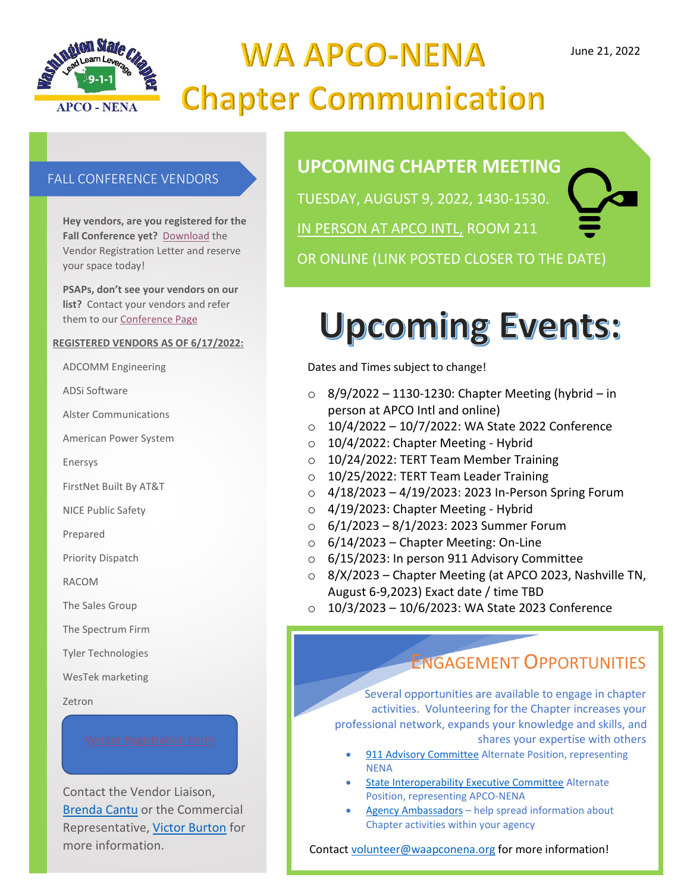# WA APCO-NENA Chapter Communication

June 21, 2022

## FALL CONFERENCE VENDORS

**Hey vendors, are you registered for the Fall Conference yet?** Download the Vendor Registration Letter and reserve your space today!

**PSAPs, don't see your vendors on our list?** Contact your vendors and refer them to our Conference Page

**REGISTERED VENDORS AS OF 6/17/2022:**

- ADCOMM Engineering
- ADSi Software
- Alster Communications
- American Power System
- Enersys
- FirstNet Built By AT&T
- NICE Public Safety
- Prepared
- Priority Dispatch
- RACOM
- The Sales Group
- The Spectrum Firm
- Tyler Technologies
- WesTek marketing
- Zetron

Vendor Registration Form

Contact the Vendor Liaison, Brenda Cantu or the Commercial Representative, Victor Burton for more information.

## UPCOMING CHAPTER MEETING

TUESDAY, AUGUST 9, 2022, 1430-1530.

IN PERSON AT APCO INTL, ROOM 211

OR ONLINE (LINK POSTED CLOSER TO THE DATE)

# Upcoming Events:

Dates and Times subject to change!

- 8/9/2022 – 1130-1230: Chapter Meeting (hybrid – in person at APCO Intl and online)
- 10/4/2022 – 10/7/2022: WA State 2022 Conference
- 10/4/2022: Chapter Meeting - Hybrid
- 10/24/2022: TERT Team Member Training
- 10/25/2022: TERT Team Leader Training
- 4/18/2023 – 4/19/2023: 2023 In-Person Spring Forum
- 4/19/2023: Chapter Meeting - Hybrid
- 6/1/2023 – 8/1/2023: 2023 Summer Forum
- 6/14/2023 – Chapter Meeting: On-Line
- 6/15/2023: In person 911 Advisory Committee
- 8/X/2023 – Chapter Meeting (at APCO 2023, Nashville TN, August 6-9,2023) Exact date / time TBD
- 10/3/2023 – 10/6/2023: WA State 2023 Conference

## ENGAGEMENT OPPORTUNITIES

Several opportunities are available to engage in chapter activities. Volunteering for the Chapter increases your professional network, expands your knowledge and skills, and shares your expertise with others

- 911 Advisory Committee Alternate Position, representing NENA
- State Interoperability Executive Committee Alternate Position, representing APCO-NENA
- Agency Ambassadors – help spread information about Chapter activities within your agency

Contact volunteer@waapconena.org for more information!